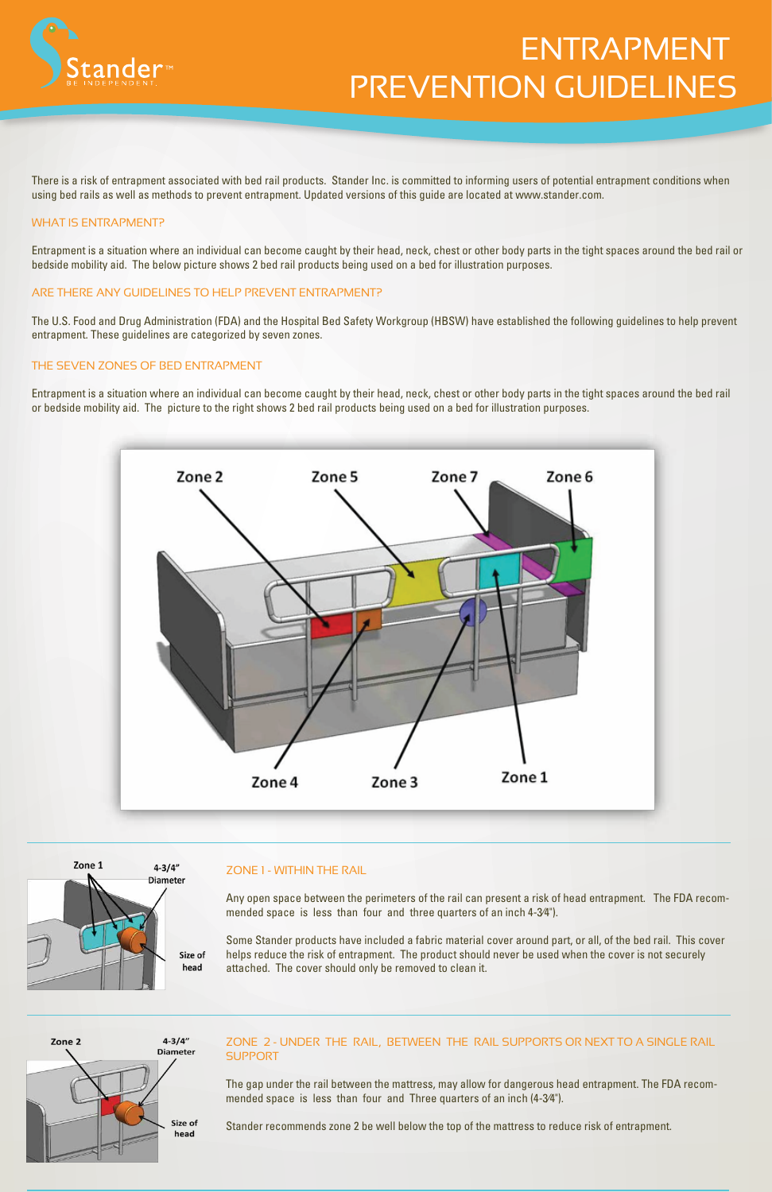# ENTRAPMENT PREVENTION GUIDELINES

There is a risk of entrapment associated with bed rail products. Stander Inc. is committed to informing users of potential entrapment conditions when using bed rails as well as methods to prevent entrapment. Updated versions of this guide are located at www.stander.com.

## WHAT IS ENTRAPMENT?

Entrapment is a situation where an individual can become caught by their head, neck, chest or other body parts in the tight spaces around the bed rail or bedside mobility aid. The below picture shows 2 bed rail products being used on a bed for illustration purposes.

## ARE THERE ANY GUIDELINES TO HELP PREVENT ENTRAPMENT?

The U.S. Food and Drug Administration (FDA) and the Hospital Bed Safety Workgroup (HBSW) have established the following guidelines to help prevent entrapment. These guidelines are categorized by seven zones.

## THE SEVEN ZONES OF BED ENTRAPMENT

Entrapment is a situation where an individual can become caught by their head, neck, chest or other body parts in the tight spaces around the bed rail or bedside mobility aid. The picture to the right shows 2 bed rail products being used on a bed for illustration purposes.

Zone 2 Zone 5 Zone 7 Zone 6

Zone 4 Zone 3 Zone 1

---

Zone 1 4-3/4" Diameter Size of head

## ZONE 1 - WITHIN THE RAIL

Any open space between the perimeters of the rail can present a risk of head entrapment. The FDA recommended space is less than four and three quarters of an inch 4-3⁄4").

Some Stander products have included a fabric material cover around part, or all, of the bed rail. This cover helps reduce the risk of entrapment. The product should never be used when the cover is not securely attached. The cover should only be removed to clean it.

---

Zone 2 4-3/4" Diameter Size of head

## ZONE 2 - UNDER THE RAIL, BETWEEN THE RAIL SUPPORTS OR NEXT TO A SINGLE RAIL SUPPORT

The gap under the rail between the mattress, may allow for dangerous head entrapment. The FDA recommended space is less than four and Three quarters of an inch (4-3⁄4").

Stander recommends zone 2 be well below the top of the mattress to reduce risk of entrapment.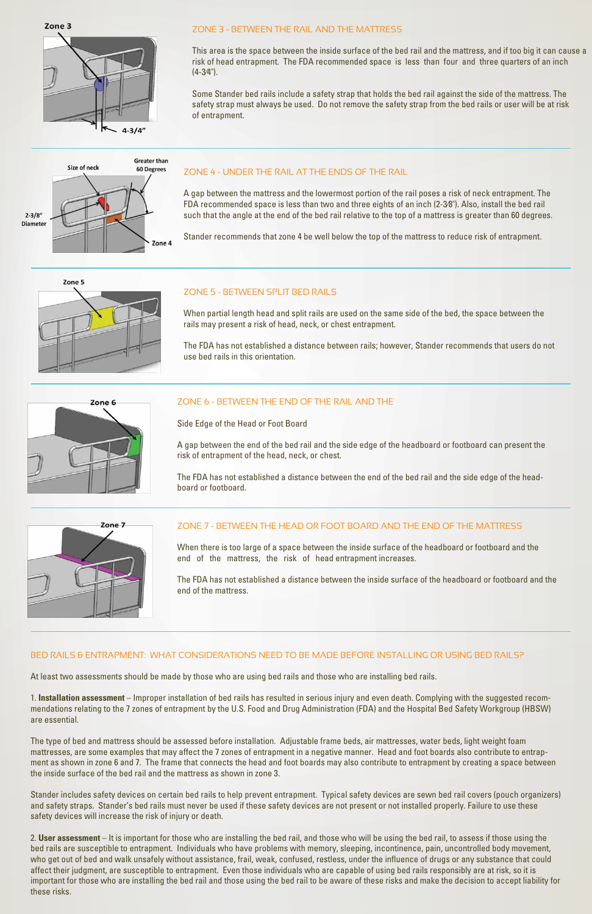## ZONE 3 - BETWEEN THE RAIL AND THE MATTRESS

This area is the space between the inside surface of the bed rail and the mattress, and if too big it can cause a risk of head entrapment. The FDA recommended space is less than four and three quarters of an inch (4-3⁄4").

Some Stander bed rails include a safety strap that holds the bed rail against the side of the mattress. The safety strap must always be used. Do not remove the safety strap from the bed rails or user will be at risk of entrapment.

## ZONE 4 - UNDER THE RAIL AT THE ENDS OF THE RAIL

A gap between the mattress and the lowermost portion of the rail poses a risk of neck entrapment. The FDA recommended space is less than two and three eights of an inch (2-3⁄8"). Also, install the bed rail such that the angle at the end of the bed rail relative to the top of a mattress is greater than 60 degrees.

Stander recommends that zone 4 be well below the top of the mattress to reduce risk of entrapment.

## ZONE 5 - BETWEEN SPLIT BED RAILS

When partial length head and split rails are used on the same side of the bed, the space between the rails may present a risk of head, neck, or chest entrapment.

The FDA has not established a distance between rails; however, Stander recommends that users do not use bed rails in this orientation.

## ZONE 6 - BETWEEN THE END OF THE RAIL AND THE

Side Edge of the Head or Foot Board

A gap between the end of the bed rail and the side edge of the headboard or footboard can present the risk of entrapment of the head, neck, or chest.

The FDA has not established a distance between the end of the bed rail and the side edge of the head-board or footboard.

## ZONE 7 - BETWEEN THE HEAD OR FOOT BOARD AND THE END OF THE MATTRESS

When there is too large of a space between the inside surface of the headboard or footboard and the end of the mattress, the risk of head entrapment increases.

The FDA has not established a distance between the inside surface of the headboard or footboard and the end of the mattress.

## BED RAILS & ENTRAPMENT: WHAT CONSIDERATIONS NEED TO BE MADE BEFORE INSTALLING OR USING BED RAILS?

At least two assessments should be made by those who are using bed rails and those who are installing bed rails.

1. **Installation assessment** – Improper installation of bed rails has resulted in serious injury and even death. Complying with the suggested recommendations relating to the 7 zones of entrapment by the U.S. Food and Drug Administration (FDA) and the Hospital Bed Safety Workgroup (HBSW) are essential.

The type of bed and mattress should be assessed before installation. Adjustable frame beds, air mattresses, water beds, light weight foam mattresses, are some examples that may affect the 7 zones of entrapment in a negative manner. Head and foot boards also contribute to entrapment as shown in zone 6 and 7. The frame that connects the head and foot boards may also contribute to entrapment by creating a space between the inside surface of the bed rail and the mattress as shown in zone 3.

Stander includes safety devices on certain bed rails to help prevent entrapment. Typical safety devices are sewn bed rail covers (pouch organizers) and safety straps. Stander's bed rails must never be used if these safety devices are not present or not installed properly. Failure to use these safety devices will increase the risk of injury or death.

2. **User assessment** – It is important for those who are installing the bed rail, and those who will be using the bed rail, to assess if those using the bed rails are susceptible to entrapment. Individuals who have problems with memory, sleeping, incontinence, pain, uncontrolled body movement, who get out of bed and walk unsafely without assistance, frail, weak, confused, restless, under the influence of drugs or any substance that could affect their judgment, are susceptible to entrapment. Even those individuals who are capable of using bed rails responsibly are at risk, so it is important for those who are installing the bed rail and those using the bed rail to be aware of these risks and make the decision to accept liability for these risks.